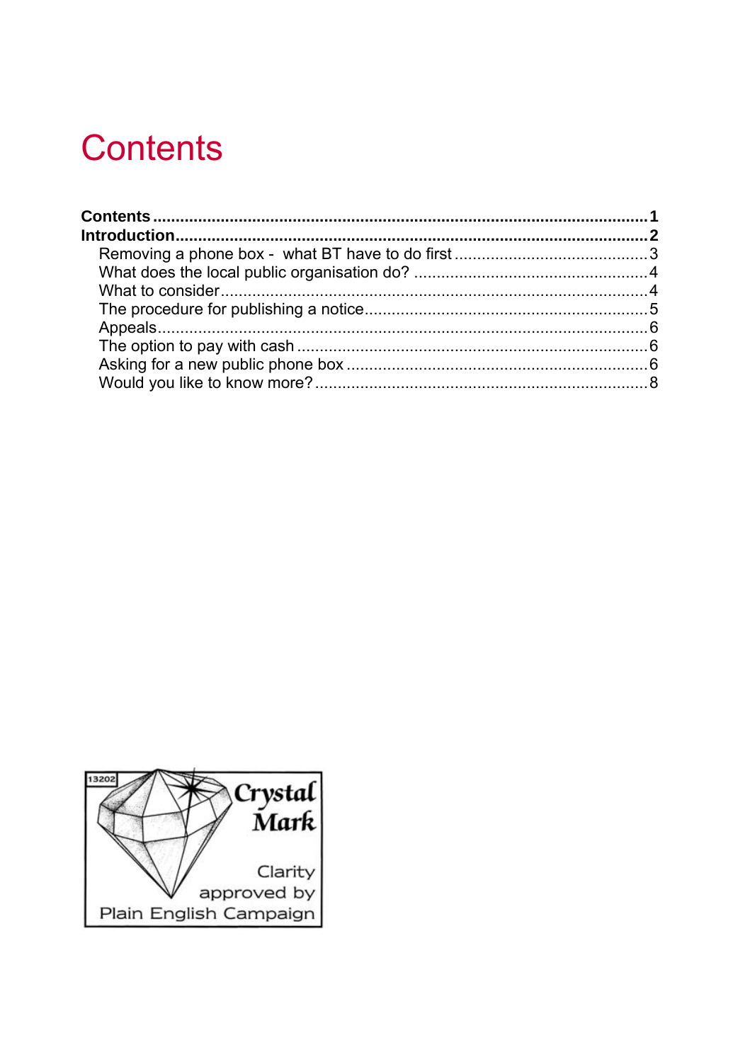# Contents

| | |
|---|---|
| **Contents** | **1** |
| **Introduction** | **2** |
| Removing a phone box - what BT have to do first | 3 |
| What does the local public organisation do? | 4 |
| What to consider | 4 |
| The procedure for publishing a notice | 5 |
| Appeals | 6 |
| The option to pay with cash | 6 |
| Asking for a new public phone box | 6 |
| Would you like to know more? | 8 |

13202 Crystal Mark Clarity approved by Plain English Campaign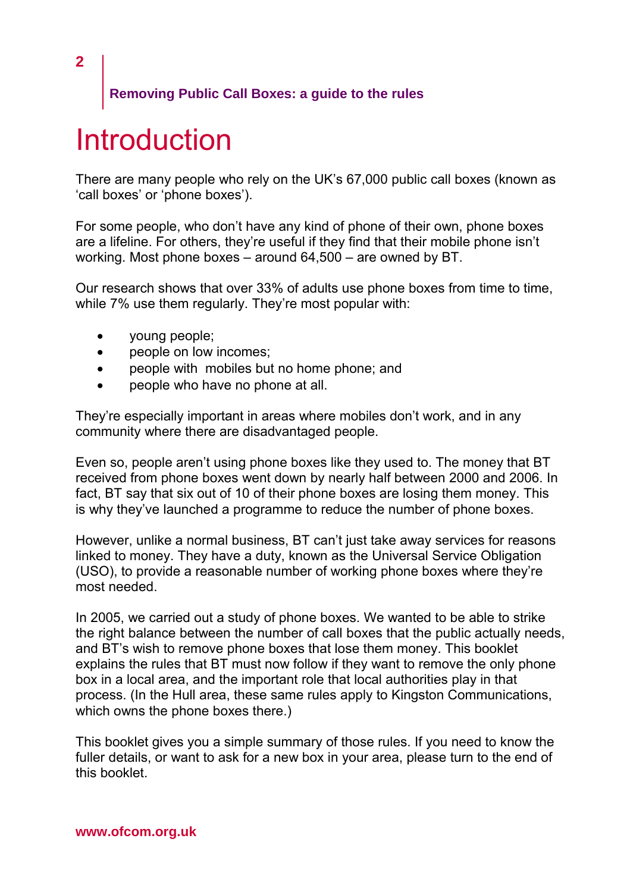# Introduction

There are many people who rely on the UK's 67,000 public call boxes (known as 'call boxes' or 'phone boxes').

For some people, who don't have any kind of phone of their own, phone boxes are a lifeline. For others, they're useful if they find that their mobile phone isn't working. Most phone boxes – around 64,500 – are owned by BT.

Our research shows that over 33% of adults use phone boxes from time to time, while 7% use them regularly. They're most popular with:

- young people;
- people on low incomes;
- people with mobiles but no home phone; and
- people who have no phone at all.

They're especially important in areas where mobiles don't work, and in any community where there are disadvantaged people.

Even so, people aren't using phone boxes like they used to. The money that BT received from phone boxes went down by nearly half between 2000 and 2006. In fact, BT say that six out of 10 of their phone boxes are losing them money. This is why they've launched a programme to reduce the number of phone boxes.

However, unlike a normal business, BT can't just take away services for reasons linked to money. They have a duty, known as the Universal Service Obligation (USO), to provide a reasonable number of working phone boxes where they're most needed.

In 2005, we carried out a study of phone boxes. We wanted to be able to strike the right balance between the number of call boxes that the public actually needs, and BT's wish to remove phone boxes that lose them money. This booklet explains the rules that BT must now follow if they want to remove the only phone box in a local area, and the important role that local authorities play in that process. (In the Hull area, these same rules apply to Kingston Communications, which owns the phone boxes there.)

This booklet gives you a simple summary of those rules. If you need to know the fuller details, or want to ask for a new box in your area, please turn to the end of this booklet.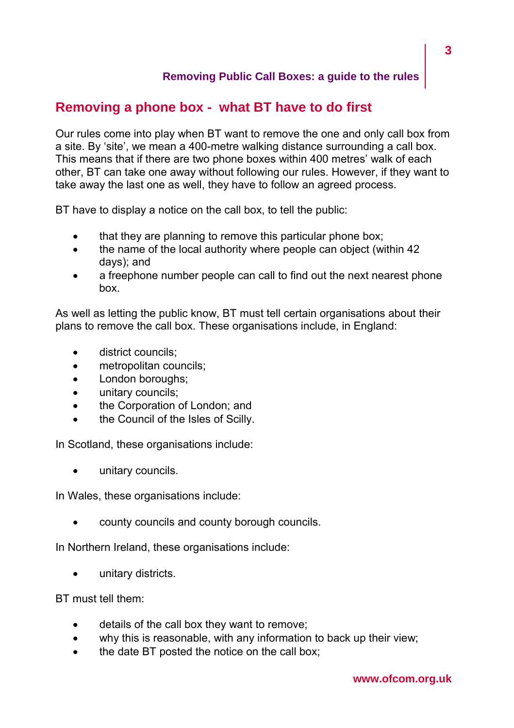## Removing a phone box - what BT have to do first

Our rules come into play when BT want to remove the one and only call box from a site. By 'site', we mean a 400-metre walking distance surrounding a call box. This means that if there are two phone boxes within 400 metres' walk of each other, BT can take one away without following our rules. However, if they want to take away the last one as well, they have to follow an agreed process.

BT have to display a notice on the call box, to tell the public:

- that they are planning to remove this particular phone box;
- the name of the local authority where people can object (within 42 days); and
- a freephone number people can call to find out the next nearest phone box.

As well as letting the public know, BT must tell certain organisations about their plans to remove the call box. These organisations include, in England:

- district councils;
- metropolitan councils;
- London boroughs;
- unitary councils;
- the Corporation of London; and
- the Council of the Isles of Scilly.

In Scotland, these organisations include:

- unitary councils.

In Wales, these organisations include:

- county councils and county borough councils.

In Northern Ireland, these organisations include:

- unitary districts.

BT must tell them:

- details of the call box they want to remove;
- why this is reasonable, with any information to back up their view;
- the date BT posted the notice on the call box;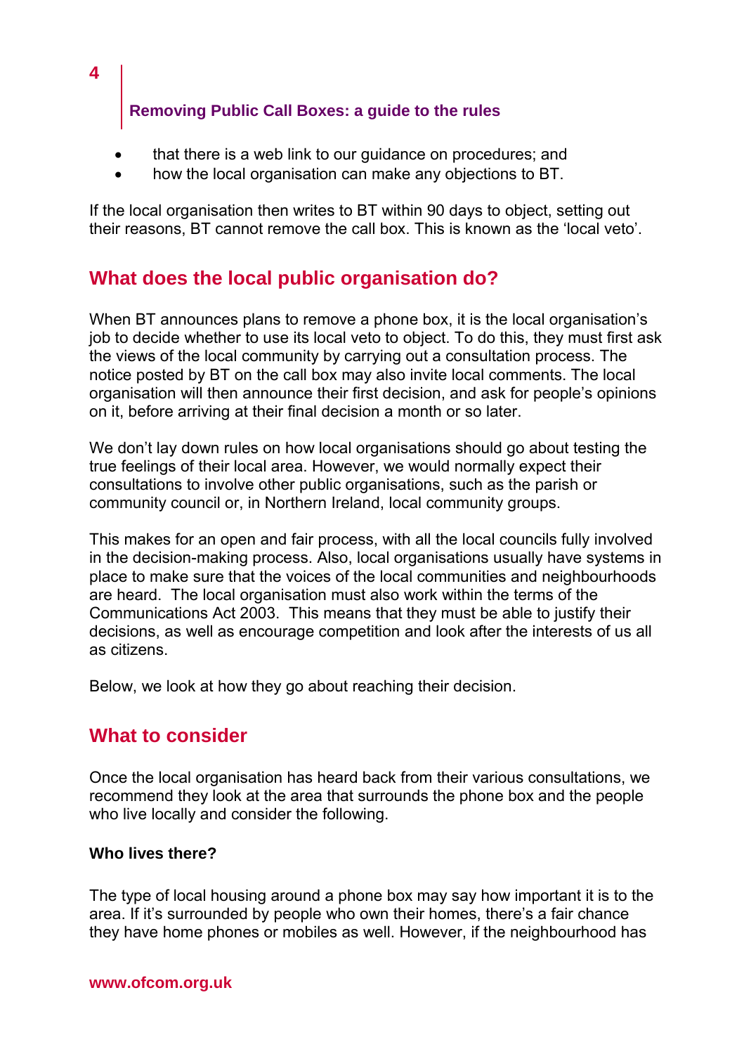- that there is a web link to our guidance on procedures; and
- how the local organisation can make any objections to BT.

If the local organisation then writes to BT within 90 days to object, setting out their reasons, BT cannot remove the call box. This is known as the 'local veto'.

## What does the local public organisation do?

When BT announces plans to remove a phone box, it is the local organisation's job to decide whether to use its local veto to object. To do this, they must first ask the views of the local community by carrying out a consultation process. The notice posted by BT on the call box may also invite local comments. The local organisation will then announce their first decision, and ask for people's opinions on it, before arriving at their final decision a month or so later.

We don't lay down rules on how local organisations should go about testing the true feelings of their local area. However, we would normally expect their consultations to involve other public organisations, such as the parish or community council or, in Northern Ireland, local community groups.

This makes for an open and fair process, with all the local councils fully involved in the decision-making process. Also, local organisations usually have systems in place to make sure that the voices of the local communities and neighbourhoods are heard. The local organisation must also work within the terms of the Communications Act 2003. This means that they must be able to justify their decisions, as well as encourage competition and look after the interests of us all as citizens.

Below, we look at how they go about reaching their decision.

## What to consider

Once the local organisation has heard back from their various consultations, we recommend they look at the area that surrounds the phone box and the people who live locally and consider the following.

**Who lives there?**

The type of local housing around a phone box may say how important it is to the area. If it's surrounded by people who own their homes, there's a fair chance they have home phones or mobiles as well. However, if the neighbourhood has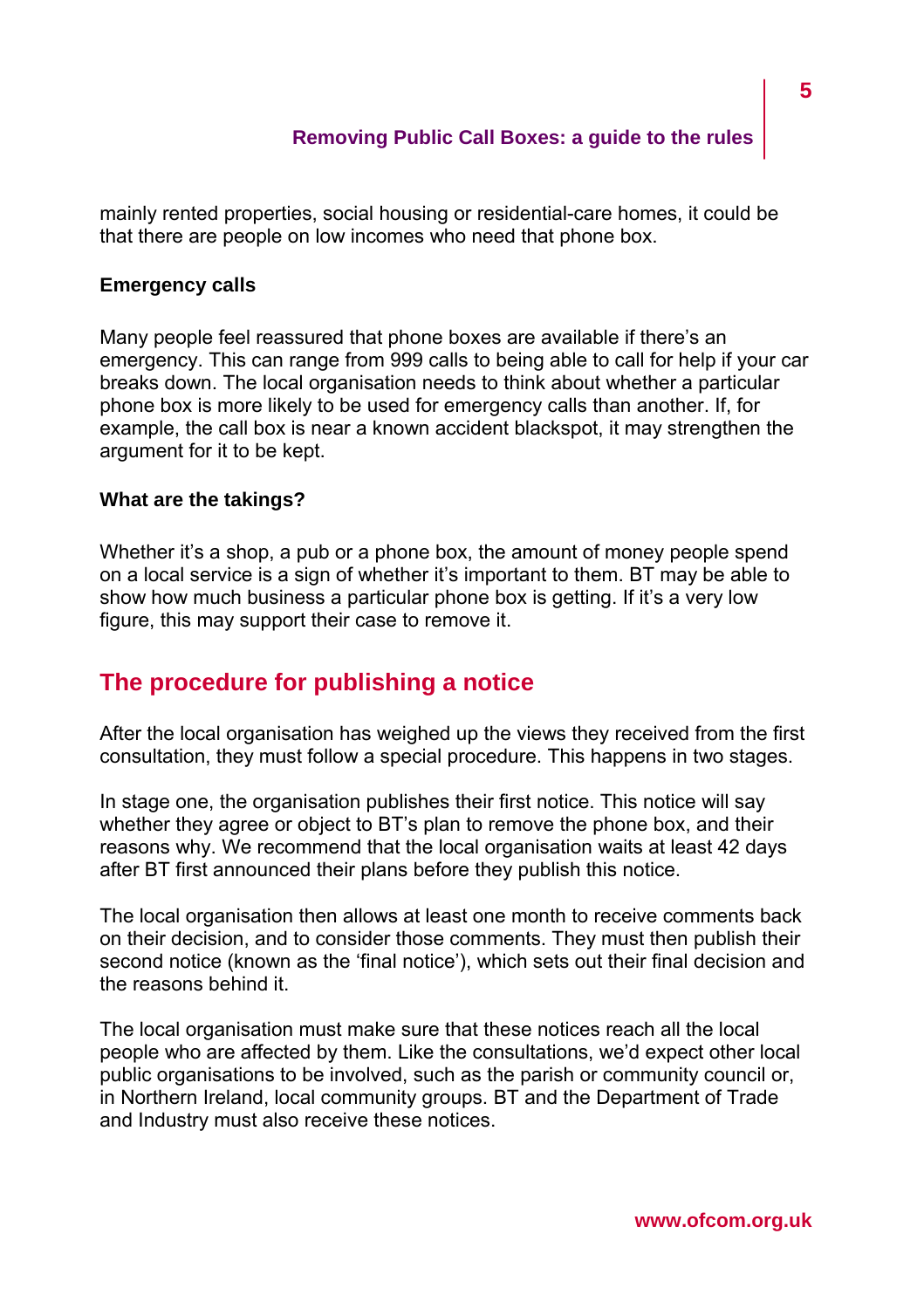mainly rented properties, social housing or residential-care homes, it could be that there are people on low incomes who need that phone box.

**Emergency calls**

Many people feel reassured that phone boxes are available if there's an emergency. This can range from 999 calls to being able to call for help if your car breaks down. The local organisation needs to think about whether a particular phone box is more likely to be used for emergency calls than another. If, for example, the call box is near a known accident blackspot, it may strengthen the argument for it to be kept.

**What are the takings?**

Whether it's a shop, a pub or a phone box, the amount of money people spend on a local service is a sign of whether it's important to them. BT may be able to show how much business a particular phone box is getting. If it's a very low figure, this may support their case to remove it.

## The procedure for publishing a notice

After the local organisation has weighed up the views they received from the first consultation, they must follow a special procedure. This happens in two stages.

In stage one, the organisation publishes their first notice. This notice will say whether they agree or object to BT's plan to remove the phone box, and their reasons why. We recommend that the local organisation waits at least 42 days after BT first announced their plans before they publish this notice.

The local organisation then allows at least one month to receive comments back on their decision, and to consider those comments. They must then publish their second notice (known as the 'final notice'), which sets out their final decision and the reasons behind it.

The local organisation must make sure that these notices reach all the local people who are affected by them. Like the consultations, we'd expect other local public organisations to be involved, such as the parish or community council or, in Northern Ireland, local community groups. BT and the Department of Trade and Industry must also receive these notices.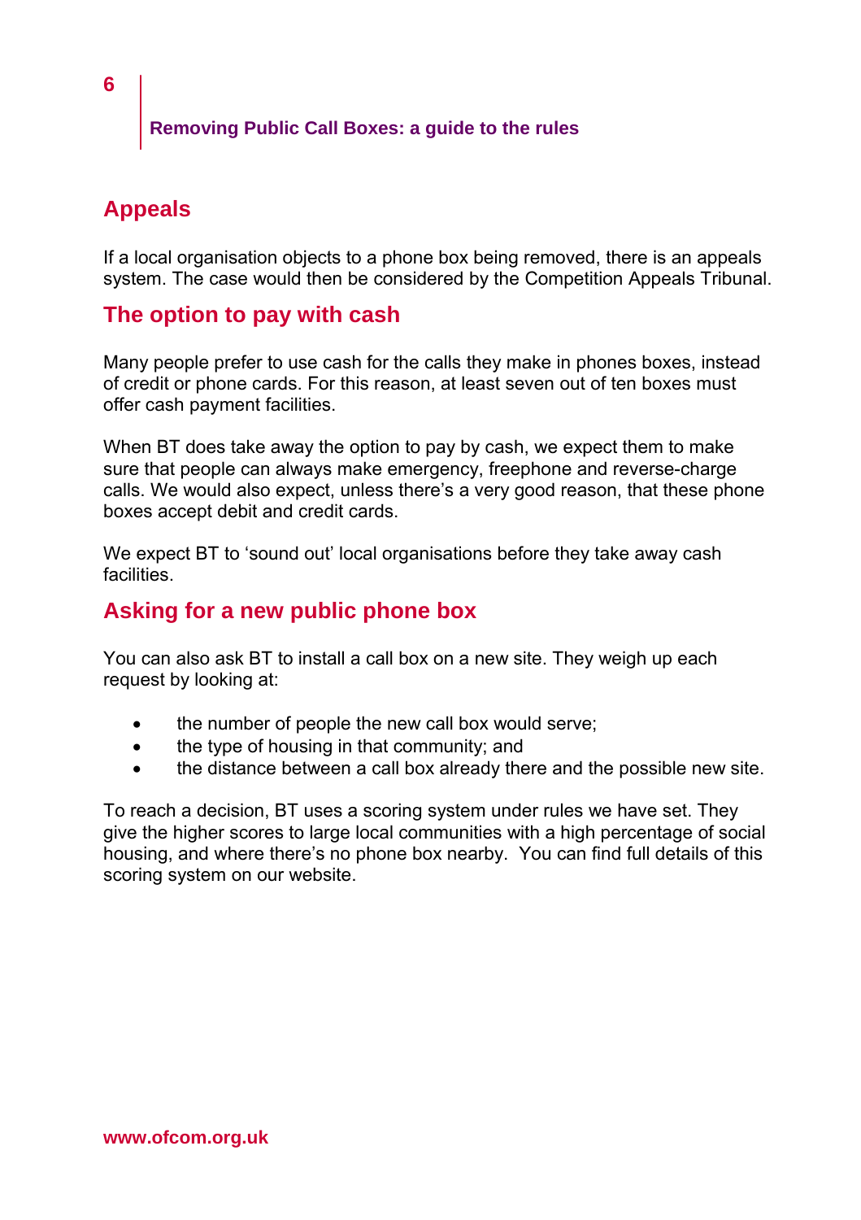## Appeals

If a local organisation objects to a phone box being removed, there is an appeals system. The case would then be considered by the Competition Appeals Tribunal.

## The option to pay with cash

Many people prefer to use cash for the calls they make in phones boxes, instead of credit or phone cards. For this reason, at least seven out of ten boxes must offer cash payment facilities.

When BT does take away the option to pay by cash, we expect them to make sure that people can always make emergency, freephone and reverse-charge calls. We would also expect, unless there's a very good reason, that these phone boxes accept debit and credit cards.

We expect BT to 'sound out' local organisations before they take away cash facilities.

## Asking for a new public phone box

You can also ask BT to install a call box on a new site. They weigh up each request by looking at:

- the number of people the new call box would serve;
- the type of housing in that community; and
- the distance between a call box already there and the possible new site.

To reach a decision, BT uses a scoring system under rules we have set. They give the higher scores to large local communities with a high percentage of social housing, and where there's no phone box nearby. You can find full details of this scoring system on our website.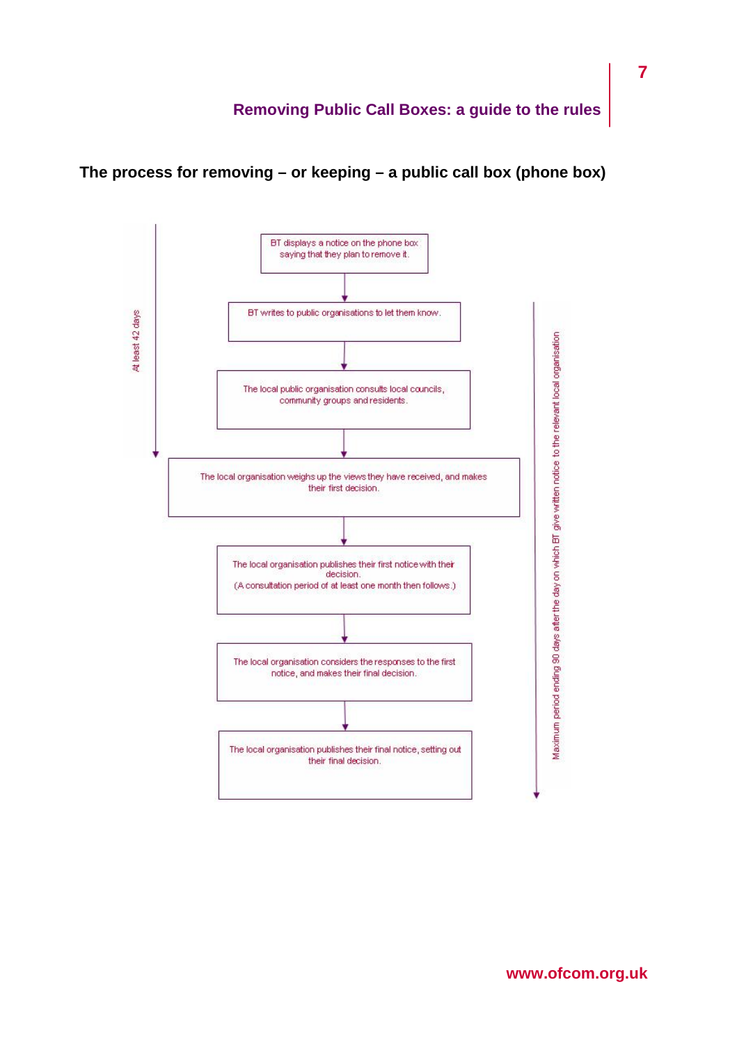## The process for removing – or keeping – a public call box (phone box)

At least 42 days:

1. BT displays a notice on the phone box saying that they plan to remove it.
2. BT writes to public organisations to let them know.
3. The local public organisation consults local councils, community groups and residents.

Maximum period ending 90 days after the day on which BT give written notice to the relevant local organisation:

4. The local organisation weighs up the views they have received, and makes their first decision.
5. The local organisation publishes their first notice with their decision. (A consultation period of at least one month then follows.)
6. The local organisation considers the responses to the first notice, and makes their final decision.
7. The local organisation publishes their final notice, setting out their final decision.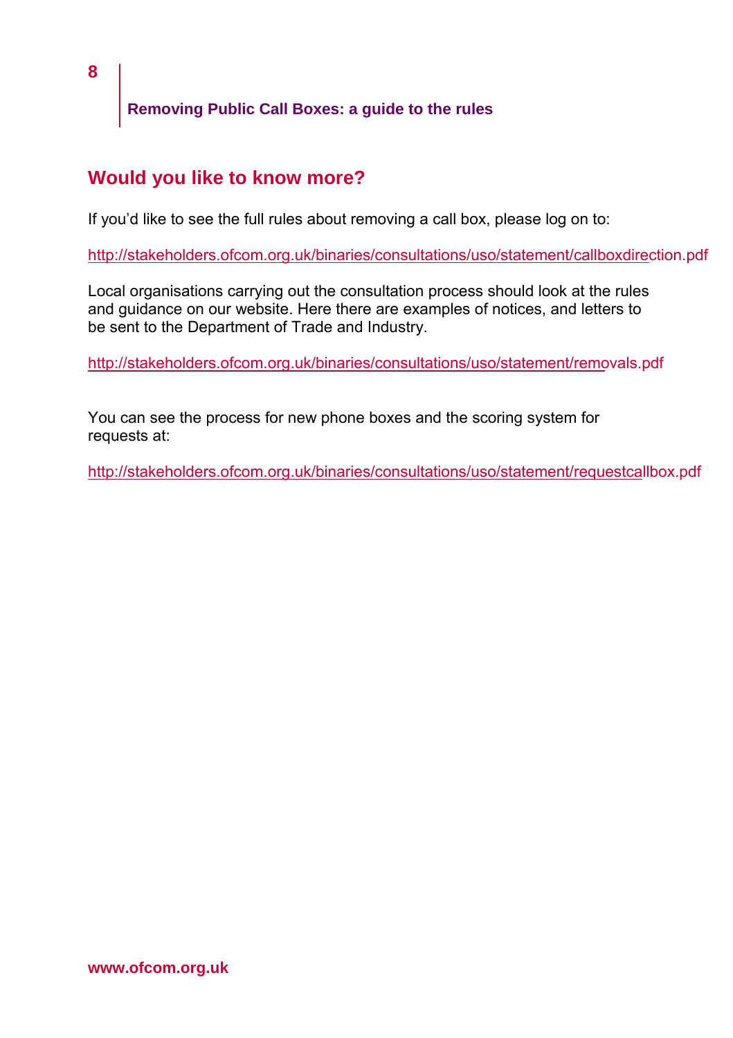## Would you like to know more?

If you'd like to see the full rules about removing a call box, please log on to:

http://stakeholders.ofcom.org.uk/binaries/consultations/uso/statement/callboxdirection.pdf

Local organisations carrying out the consultation process should look at the rules and guidance on our website. Here there are examples of notices, and letters to be sent to the Department of Trade and Industry.

http://stakeholders.ofcom.org.uk/binaries/consultations/uso/statement/removals.pdf

You can see the process for new phone boxes and the scoring system for requests at:

http://stakeholders.ofcom.org.uk/binaries/consultations/uso/statement/requestcallbox.pdf